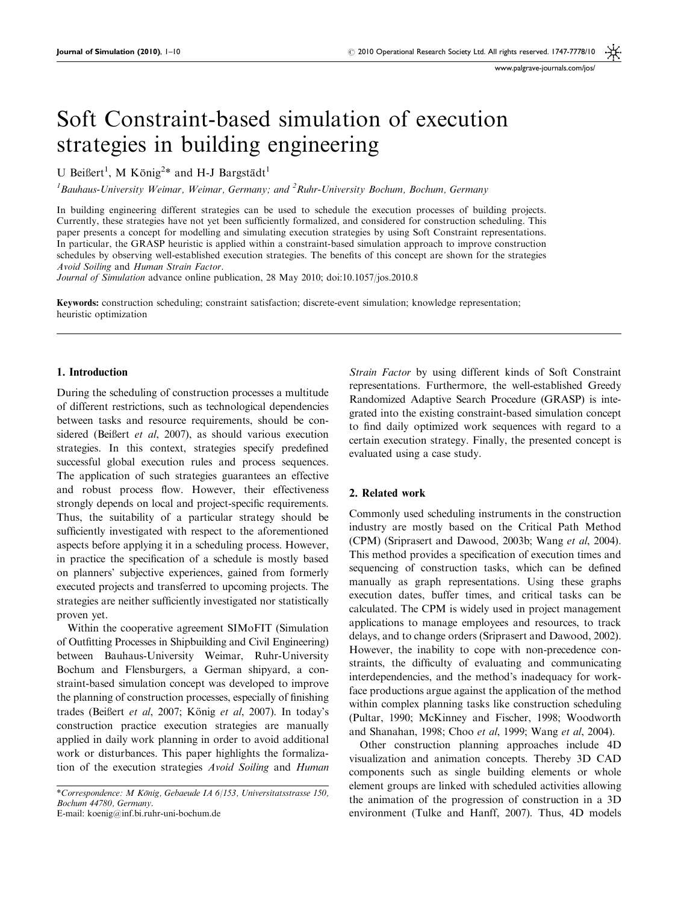# Soft Constraint-based simulation of execution strategies in building engineering

U Beißert[1], M König[2]* and H-J Bargstädt[1]

[1]Bauhaus-University Weimar, Weimar, Germany; and [2]Ruhr-University Bochum, Bochum, Germany

In building engineering different strategies can be used to schedule the execution processes of building projects. Currently, these strategies have not yet been sufficiently formalized, and considered for construction scheduling. This paper presents a concept for modelling and simulating execution strategies by using Soft Constraint representations. In particular, the GRASP heuristic is applied within a constraint-based simulation approach to improve construction schedules by observing well-established execution strategies. The benefits of this concept are shown for the strategies *Avoid Soiling* and *Human Strain Factor*.

*Journal of Simulation* advance online publication, 28 May 2010; doi:10.1057/jos.2010.8

**Keywords:** construction scheduling; constraint satisfaction; discrete-event simulation; knowledge representation; heuristic optimization

## 1. Introduction

During the scheduling of construction processes a multitude of different restrictions, such as technological dependencies between tasks and resource requirements, should be considered (Beißert *et al*, 2007), as should various execution strategies. In this context, strategies specify predefined successful global execution rules and process sequences. The application of such strategies guarantees an effective and robust process flow. However, their effectiveness strongly depends on local and project-specific requirements. Thus, the suitability of a particular strategy should be sufficiently investigated with respect to the aforementioned aspects before applying it in a scheduling process. However, in practice the specification of a schedule is mostly based on planners' subjective experiences, gained from formerly executed projects and transferred to upcoming projects. The strategies are neither sufficiently investigated nor statistically proven yet.

Within the cooperative agreement SIMoFIT (Simulation of Outfitting Processes in Shipbuilding and Civil Engineering) between Bauhaus-University Weimar, Ruhr-University Bochum and Flensburgers, a German shipyard, a constraint-based simulation concept was developed to improve the planning of construction processes, especially of finishing trades (Beißert *et al*, 2007; König *et al*, 2007). In today's construction practice execution strategies are manually applied in daily work planning in order to avoid additional work or disturbances. This paper highlights the formalization of the execution strategies *Avoid Soiling* and *Human Strain Factor* by using different kinds of Soft Constraint representations. Furthermore, the well-established Greedy Randomized Adaptive Search Procedure (GRASP) is integrated into the existing constraint-based simulation concept to find daily optimized work sequences with regard to a certain execution strategy. Finally, the presented concept is evaluated using a case study.

*Correspondence: M König, Gebaeude IA 6/153, Universitatsstrasse 150, Bochum 44780, Germany.
E-mail: koenig@inf.bi.ruhr-uni-bochum.de

## 2. Related work

Commonly used scheduling instruments in the construction industry are mostly based on the Critical Path Method (CPM) (Sriprasert and Dawood, 2003b; Wang *et al*, 2004). This method provides a specification of execution times and sequencing of construction tasks, which can be defined manually as graph representations. Using these graphs execution dates, buffer times, and critical tasks can be calculated. The CPM is widely used in project management applications to manage employees and resources, to track delays, and to change orders (Sriprasert and Dawood, 2002). However, the inability to cope with non-precedence constraints, the difficulty of evaluating and communicating interdependencies, and the method's inadequacy for work-face productions argue against the application of the method within complex planning tasks like construction scheduling (Pultar, 1990; McKinney and Fischer, 1998; Woodworth and Shanahan, 1998; Choo *et al*, 1999; Wang *et al*, 2004).

Other construction planning approaches include 4D visualization and animation concepts. Thereby 3D CAD components such as single building elements or whole element groups are linked with scheduled activities allowing the animation of the progression of construction in a 3D environment (Tulke and Hanff, 2007). Thus, 4D models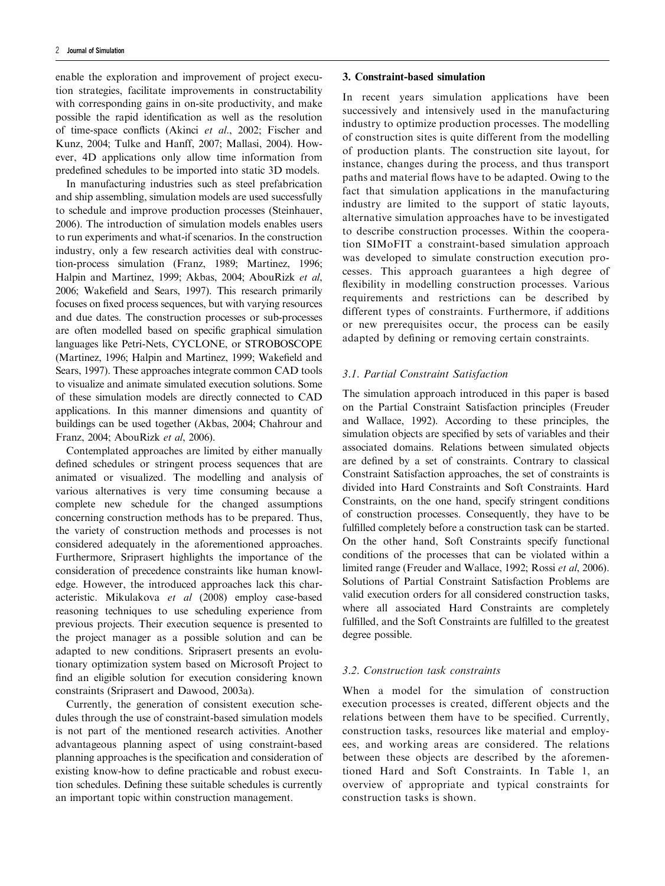enable the exploration and improvement of project execution strategies, facilitate improvements in constructability with corresponding gains in on-site productivity, and make possible the rapid identification as well as the resolution of time-space conflicts (Akinci *et al*., 2002; Fischer and Kunz, 2004; Tulke and Hanff, 2007; Mallasi, 2004). However, 4D applications only allow time information from predefined schedules to be imported into static 3D models.

In manufacturing industries such as steel prefabrication and ship assembling, simulation models are used successfully to schedule and improve production processes (Steinhauer, 2006). The introduction of simulation models enables users to run experiments and what-if scenarios. In the construction industry, only a few research activities deal with construction-process simulation (Franz, 1989; Martinez, 1996; Halpin and Martinez, 1999; Akbas, 2004; AbouRizk *et al*, 2006; Wakefield and Sears, 1997). This research primarily focuses on fixed process sequences, but with varying resources and due dates. The construction processes or sub-processes are often modelled based on specific graphical simulation languages like Petri-Nets, CYCLONE, or STROBOSCOPE (Martinez, 1996; Halpin and Martinez, 1999; Wakefield and Sears, 1997). These approaches integrate common CAD tools to visualize and animate simulated execution solutions. Some of these simulation models are directly connected to CAD applications. In this manner dimensions and quantity of buildings can be used together (Akbas, 2004; Chahrour and Franz, 2004; AbouRizk *et al*, 2006).

Contemplated approaches are limited by either manually defined schedules or stringent process sequences that are animated or visualized. The modelling and analysis of various alternatives is very time consuming because a complete new schedule for the changed assumptions concerning construction methods has to be prepared. Thus, the variety of construction methods and processes is not considered adequately in the aforementioned approaches. Furthermore, Sriprasert highlights the importance of the consideration of precedence constraints like human knowledge. However, the introduced approaches lack this characteristic. Mikulakova *et al* (2008) employ case-based reasoning techniques to use scheduling experience from previous projects. Their execution sequence is presented to the project manager as a possible solution and can be adapted to new conditions. Sriprasert presents an evolutionary optimization system based on Microsoft Project to find an eligible solution for execution considering known constraints (Sriprasert and Dawood, 2003a).

Currently, the generation of consistent execution schedules through the use of constraint-based simulation models is not part of the mentioned research activities. Another advantageous planning aspect of using constraint-based planning approaches is the specification and consideration of existing know-how to define practicable and robust execution schedules. Defining these suitable schedules is currently an important topic within construction management.

## 3. Constraint-based simulation

In recent years simulation applications have been successively and intensively used in the manufacturing industry to optimize production processes. The modelling of construction sites is quite different from the modelling of production plants. The construction site layout, for instance, changes during the process, and thus transport paths and material flows have to be adapted. Owing to the fact that simulation applications in the manufacturing industry are limited to the support of static layouts, alternative simulation approaches have to be investigated to describe construction processes. Within the cooperation SIMoFIT a constraint-based simulation approach was developed to simulate construction execution processes. This approach guarantees a high degree of flexibility in modelling construction processes. Various requirements and restrictions can be described by different types of constraints. Furthermore, if additions or new prerequisites occur, the process can be easily adapted by defining or removing certain constraints.

### *3.1. Partial Constraint Satisfaction*

The simulation approach introduced in this paper is based on the Partial Constraint Satisfaction principles (Freuder and Wallace, 1992). According to these principles, the simulation objects are specified by sets of variables and their associated domains. Relations between simulated objects are defined by a set of constraints. Contrary to classical Constraint Satisfaction approaches, the set of constraints is divided into Hard Constraints and Soft Constraints. Hard Constraints, on the one hand, specify stringent conditions of construction processes. Consequently, they have to be fulfilled completely before a construction task can be started. On the other hand, Soft Constraints specify functional conditions of the processes that can be violated within a limited range (Freuder and Wallace, 1992; Rossi *et al*, 2006). Solutions of Partial Constraint Satisfaction Problems are valid execution orders for all considered construction tasks, where all associated Hard Constraints are completely fulfilled, and the Soft Constraints are fulfilled to the greatest degree possible.

### *3.2. Construction task constraints*

When a model for the simulation of construction execution processes is created, different objects and the relations between them have to be specified. Currently, construction tasks, resources like material and employees, and working areas are considered. The relations between these objects are described by the aforementioned Hard and Soft Constraints. In Table 1, an overview of appropriate and typical constraints for construction tasks is shown.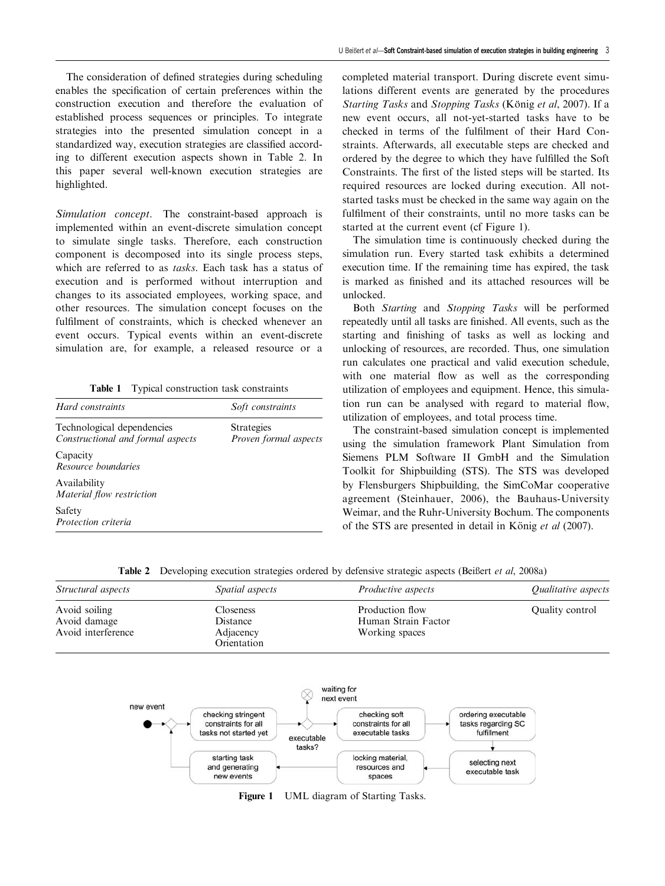The consideration of defined strategies during scheduling enables the specification of certain preferences within the construction execution and therefore the evaluation of established process sequences or principles. To integrate strategies into the presented simulation concept in a standardized way, execution strategies are classified according to different execution aspects shown in Table 2. In this paper several well-known execution strategies are highlighted.

*Simulation concept*. The constraint-based approach is implemented within an event-discrete simulation concept to simulate single tasks. Therefore, each construction component is decomposed into its single process steps, which are referred to as *tasks*. Each task has a status of execution and is performed without interruption and changes to its associated employees, working space, and other resources. The simulation concept focuses on the fulfilment of constraints, which is checked whenever an event occurs. Typical events within an event-discrete simulation are, for example, a released resource or a completed material transport. During discrete event simulations different events are generated by the procedures *Starting Tasks* and *Stopping Tasks* (König *et al*, 2007). If a new event occurs, all not-yet-started tasks have to be checked in terms of the fulfilment of their Hard Constraints. Afterwards, all executable steps are checked and ordered by the degree to which they have fulfilled the Soft Constraints. The first of the listed steps will be started. Its required resources are locked during execution. All not-started tasks must be checked in the same way again on the fulfilment of their constraints, until no more tasks can be started at the current event (cf Figure 1).

**Table 1** Typical construction task constraints

| *Hard constraints* | *Soft constraints* |
|---|---|
| Technological dependencies *Constructional and formal aspects* | Strategies *Proven formal aspects* |
| Capacity *Resource boundaries* | |
| Availability *Material flow restriction* | |
| Safety *Protection criteria* | |

The simulation time is continuously checked during the simulation run. Every started task exhibits a determined execution time. If the remaining time has expired, the task is marked as finished and its attached resources will be unlocked.

Both *Starting* and *Stopping Tasks* will be performed repeatedly until all tasks are finished. All events, such as the starting and finishing of tasks as well as locking and unlocking of resources, are recorded. Thus, one simulation run calculates one practical and valid execution schedule, with one material flow as well as the corresponding utilization of employees and equipment. Hence, this simulation run can be analysed with regard to material flow, utilization of employees, and total process time.

The constraint-based simulation concept is implemented using the simulation framework Plant Simulation from Siemens PLM Software II GmbH and the Simulation Toolkit for Shipbuilding (STS). The STS was developed by Flensburgers Shipbuilding, the SimCoMar cooperative agreement (Steinhauer, 2006), the Bauhaus-University Weimar, and the Ruhr-University Bochum. The components of the STS are presented in detail in König *et al* (2007).

**Table 2** Developing execution strategies ordered by defensive strategic aspects (Beißert *et al*, 2008a)

| *Structural aspects* | *Spatial aspects* | *Productive aspects* | *Qualitative aspects* |
|---|---|---|---|
| Avoid soiling<br>Avoid damage<br>Avoid interference | Closeness<br>Distance<br>Adjacency<br>Orientation | Production flow<br>Human Strain Factor<br>Working spaces | Quality control |

new event

checking stringent constraints for all tasks not started yet

waiting for next event

executable tasks?

checking soft constraints for all executable tasks

ordering executable tasks regarding SC fulfillment

selecting next executable task

locking material, resources and spaces

starting task and generating new events

**Figure 1** UML diagram of Starting Tasks.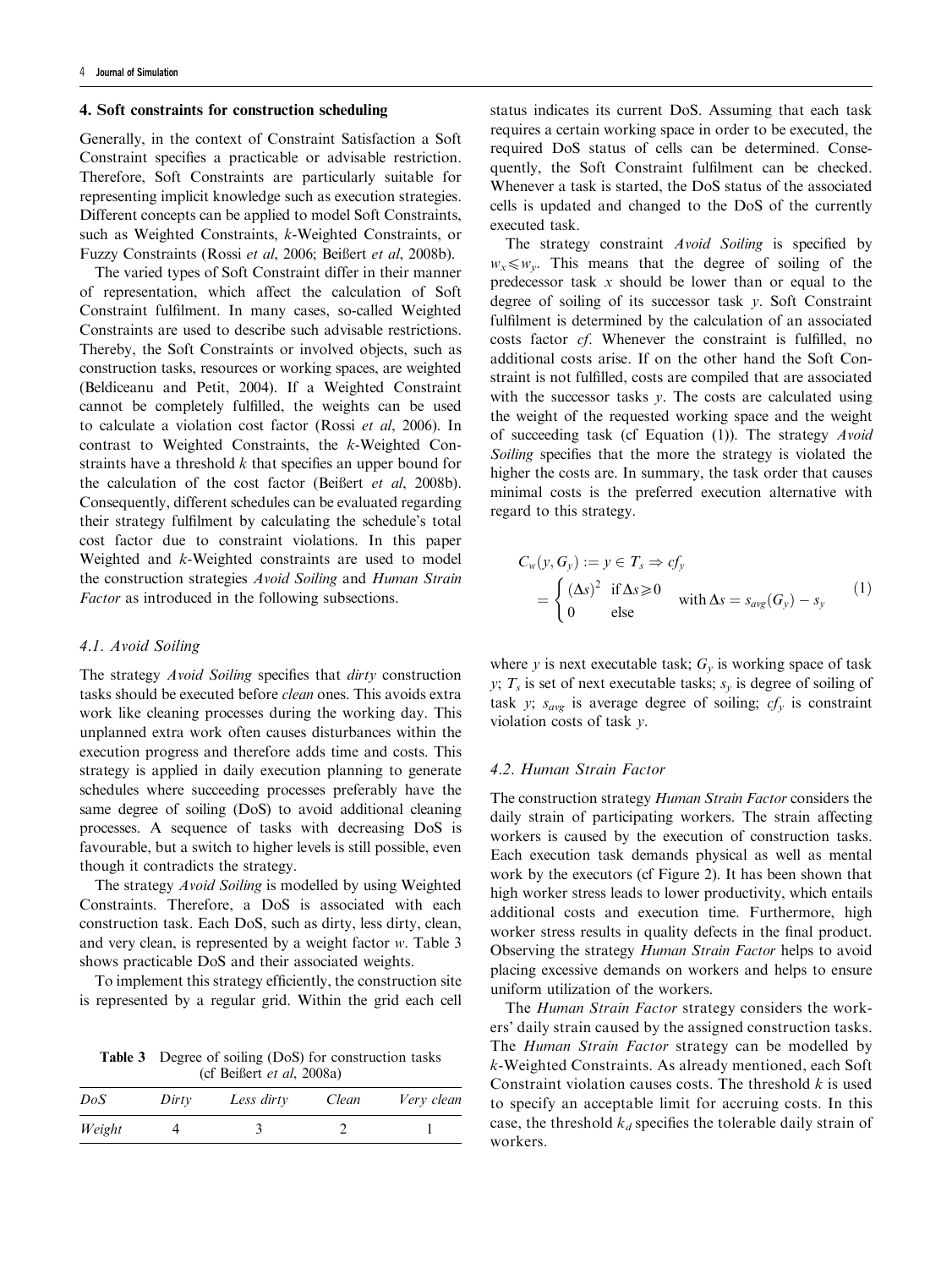## 4. Soft constraints for construction scheduling

Generally, in the context of Constraint Satisfaction a Soft Constraint specifies a practicable or advisable restriction. Therefore, Soft Constraints are particularly suitable for representing implicit knowledge such as execution strategies. Different concepts can be applied to model Soft Constraints, such as Weighted Constraints, $k$-Weighted Constraints, or Fuzzy Constraints (Rossi *et al*, 2006; Beißert *et al*, 2008b).

The varied types of Soft Constraint differ in their manner of representation, which affect the calculation of Soft Constraint fulfilment. In many cases, so-called Weighted Constraints are used to describe such advisable restrictions. Thereby, the Soft Constraints or involved objects, such as construction tasks, resources or working spaces, are weighted (Beldiceanu and Petit, 2004). If a Weighted Constraint cannot be completely fulfilled, the weights can be used to calculate a violation cost factor (Rossi *et al*, 2006). In contrast to Weighted Constraints, the $k$-Weighted Constraints have a threshold $k$ that specifies an upper bound for the calculation of the cost factor (Beißert *et al*, 2008b). Consequently, different schedules can be evaluated regarding their strategy fulfilment by calculating the schedule's total cost factor due to constraint violations. In this paper Weighted and $k$-Weighted constraints are used to model the construction strategies *Avoid Soiling* and *Human Strain Factor* as introduced in the following subsections.

### 4.1. Avoid Soiling

The strategy *Avoid Soiling* specifies that *dirty* construction tasks should be executed before *clean* ones. This avoids extra work like cleaning processes during the working day. This unplanned extra work often causes disturbances within the execution progress and therefore adds time and costs. This strategy is applied in daily execution planning to generate schedules where succeeding processes preferably have the same degree of soiling (DoS) to avoid additional cleaning processes. A sequence of tasks with decreasing DoS is favourable, but a switch to higher levels is still possible, even though it contradicts the strategy.

The strategy *Avoid Soiling* is modelled by using Weighted Constraints. Therefore, a DoS is associated with each construction task. Each DoS, such as dirty, less dirty, clean, and very clean, is represented by a weight factor $w$. Table 3 shows practicable DoS and their associated weights.

To implement this strategy efficiently, the construction site is represented by a regular grid. Within the grid each cell

**Table 3** Degree of soiling (DoS) for construction tasks (cf Beißert *et al*, 2008a)

| *DoS* | *Dirty* | *Less dirty* | *Clean* | *Very clean* |
|---|---|---|---|---|
| *Weight* | 4 | 3 | 2 | 1 |

status indicates its current DoS. Assuming that each task requires a certain working space in order to be executed, the required DoS status of cells can be determined. Consequently, the Soft Constraint fulfilment can be checked. Whenever a task is started, the DoS status of the associated cells is updated and changed to the DoS of the currently executed task.

The strategy constraint *Avoid Soiling* is specified by $w_x \leqslant w_y$. This means that the degree of soiling of the predecessor task $x$ should be lower than or equal to the degree of soiling of its successor task $y$. Soft Constraint fulfilment is determined by the calculation of an associated costs factor $cf$. Whenever the constraint is fulfilled, no additional costs arise. If on the other hand the Soft Constraint is not fulfilled, costs are compiled that are associated with the successor tasks $y$. The costs are calculated using the weight of the requested working space and the weight of succeeding task (cf Equation (1)). The strategy *Avoid Soiling* specifies that the more the strategy is violated the higher the costs are. In summary, the task order that causes minimal costs is the preferred execution alternative with regard to this strategy.

$$C_w(y, G_y) := y \in T_s \Rightarrow cf_y = \begin{cases} (\Delta s)^2 & \text{if } \Delta s \geqslant 0 \\ 0 & \text{else} \end{cases} \quad \text{with } \Delta s = s_{avg}(G_y) - s_y \qquad (1)$$

where $y$ is next executable task; $G_y$ is working space of task $y$; $T_s$ is set of next executable tasks; $s_y$ is degree of soiling of task $y$; $s_{avg}$ is average degree of soiling; $cf_y$ is constraint violation costs of task $y$.

### 4.2. Human Strain Factor

The construction strategy *Human Strain Factor* considers the daily strain of participating workers. The strain affecting workers is caused by the execution of construction tasks. Each execution task demands physical as well as mental work by the executors (cf Figure 2). It has been shown that high worker stress leads to lower productivity, which entails additional costs and execution time. Furthermore, high worker stress results in quality defects in the final product. Observing the strategy *Human Strain Factor* helps to avoid placing excessive demands on workers and helps to ensure uniform utilization of the workers.

The *Human Strain Factor* strategy considers the workers' daily strain caused by the assigned construction tasks. The *Human Strain Factor* strategy can be modelled by $k$-Weighted Constraints. As already mentioned, each Soft Constraint violation causes costs. The threshold $k$ is used to specify an acceptable limit for accruing costs. In this case, the threshold $k_d$ specifies the tolerable daily strain of workers.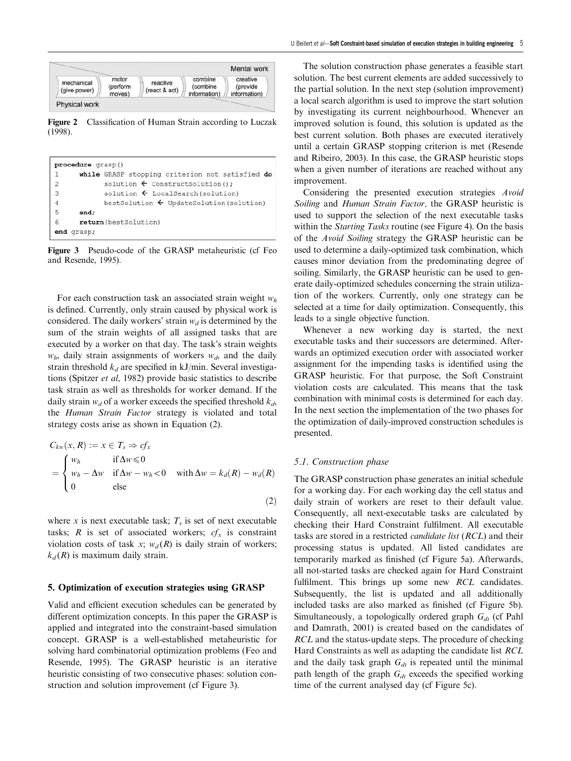Mental work

mechanical (give power)

motor (perform moves)

reactive (react & act)

combine (combine information)

creative (provide information)

Physical work

**Figure 2** Classification of Human Strain according to Luczak (1998).

```
procedure grasp()
1     while GRASP stopping criterion not satisfied do
2           solution ← ConstructSolution();
3           solution ← LocalSearch(solution)
4           bestSolution ← UpdateSolution(solution)
5     end;
6     return(bestSolution)
end grasp;
```

**Figure 3** Pseudo-code of the GRASP metaheuristic (cf Feo and Resende, 1995).

For each construction task an associated strain weight $w_h$ is defined. Currently, only strain caused by physical work is considered. The daily workers' strain $w_d$ is determined by the sum of the strain weights of all assigned tasks that are executed by a worker on that day. The task's strain weights $w_h$, daily strain assignments of workers $w_d$, and the daily strain threshold $k_d$ are specified in kJ/min. Several investigations (Spitzer *et al*, 1982) provide basic statistics to describe task strain as well as thresholds for worker demand. If the daily strain $w_d$ of a worker exceeds the specified threshold $k_d$, the *Human Strain Factor* strategy is violated and total strategy costs arise as shown in Equation (2).

$$
\begin{aligned}
C_{kw}(x,R) &:= x \in T_s \Rightarrow cf_x \\
&= \begin{cases} w_h & \text{if } \Delta w \leqslant 0 \\ w_h - \Delta w & \text{if } \Delta w - w_h < 0 \quad \text{with } \Delta w = k_d(R) - w_d(R) \\ 0 & \text{else} \end{cases}
\end{aligned}
\tag{2}
$$

where $x$ is next executable task; $T_s$ is set of next executable tasks; $R$ is set of associated workers; $cf_x$ is constraint violation costs of task $x$; $w_d(R)$ is daily strain of workers; $k_d(R)$ is maximum daily strain.

## 5. Optimization of execution strategies using GRASP

Valid and efficient execution schedules can be generated by different optimization concepts. In this paper the GRASP is applied and integrated into the constraint-based simulation concept. GRASP is a well-established metaheuristic for solving hard combinatorial optimization problems (Feo and Resende, 1995). The GRASP heuristic is an iterative heuristic consisting of two consecutive phases: solution construction and solution improvement (cf Figure 3).

The solution construction phase generates a feasible start solution. The best current elements are added successively to the partial solution. In the next step (solution improvement) a local search algorithm is used to improve the start solution by investigating its current neighbourhood. Whenever an improved solution is found, this solution is updated as the best current solution. Both phases are executed iteratively until a certain GRASP stopping criterion is met (Resende and Ribeiro, 2003). In this case, the GRASP heuristic stops when a given number of iterations are reached without any improvement.

Considering the presented execution strategies *Avoid Soiling* and *Human Strain Factor*, the GRASP heuristic is used to support the selection of the next executable tasks within the *Starting Tasks* routine (see Figure 4). On the basis of the *Avoid Soiling* strategy the GRASP heuristic can be used to determine a daily-optimized task combination, which causes minor deviation from the predominating degree of soiling. Similarly, the GRASP heuristic can be used to generate daily-optimized schedules concerning the strain utilization of the workers. Currently, only one strategy can be selected at a time for daily optimization. Consequently, this leads to a single objective function.

Whenever a new working day is started, the next executable tasks and their successors are determined. Afterwards an optimized execution order with associated worker assignment for the impending tasks is identified using the GRASP heuristic. For that purpose, the Soft Constraint violation costs are calculated. This means that the task combination with minimal costs is determined for each day. In the next section the implementation of the two phases for the optimization of daily-improved construction schedules is presented.

### 5.1. Construction phase

The GRASP construction phase generates an initial schedule for a working day. For each working day the cell status and daily strain of workers are reset to their default value. Consequently, all next-executable tasks are calculated by checking their Hard Constraint fulfilment. All executable tasks are stored in a restricted *candidate list* (*RCL*) and their processing status is updated. All listed candidates are temporarily marked as finished (cf Figure 5a). Afterwards, all not-started tasks are checked again for Hard Constraint fulfilment. This brings up some new *RCL* candidates. Subsequently, the list is updated and all additionally included tasks are also marked as finished (cf Figure 5b). Simultaneously, a topologically ordered graph $G_{dt}$ (cf Pahl and Damrath, 2001) is created based on the candidates of *RCL* and the status-update steps. The procedure of checking Hard Constraints as well as adapting the candidate list *RCL* and the daily task graph $G_{dt}$ is repeated until the minimal path length of the graph $G_{dt}$ exceeds the specified working time of the current analysed day (cf Figure 5c).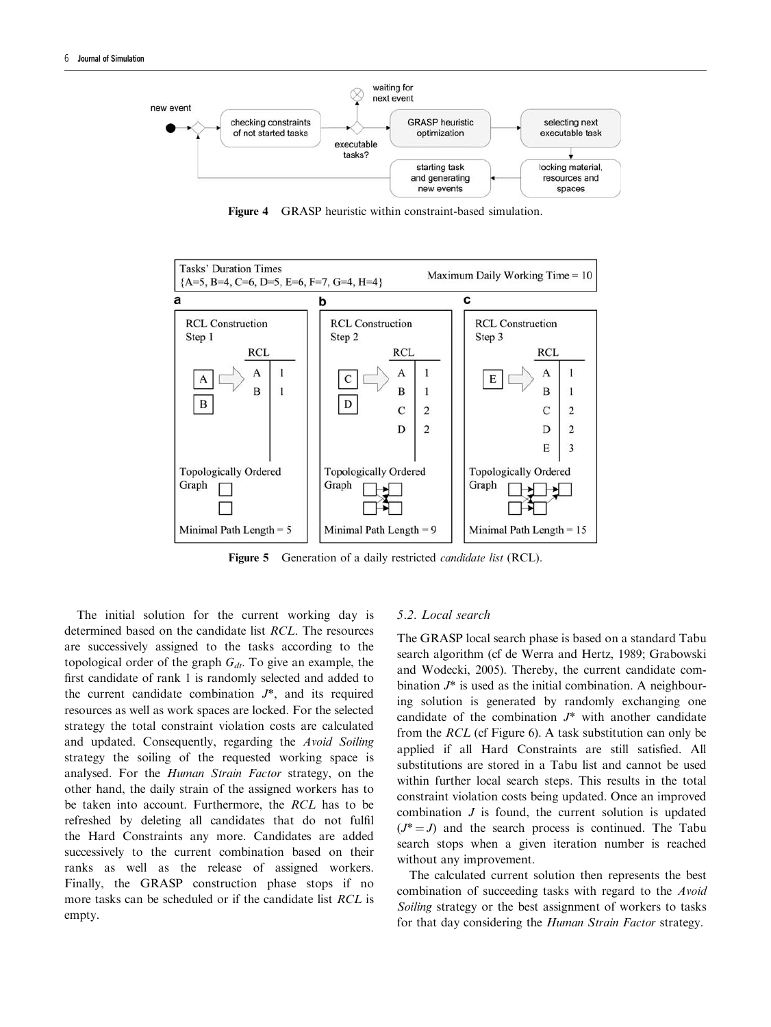waiting for next event

new event

checking constraints of not started tasks

executable tasks?

GRASP heuristic optimization

selecting next executable task

locking material, resources and spaces

starting task and generating new events

**Figure 4** GRASP heuristic within constraint-based simulation.

Tasks' Duration Times
{A=5, B=4, C=6, D=5, E=6, F=7, G=4, H=4}

Maximum Daily Working Time = 10

a

RCL Construction Step 1

RCL

A 1

B 1

Topologically Ordered Graph

Minimal Path Length = 5

b

RCL Construction Step 2

RCL

A 1

B 1

C 2

D 2

Topologically Ordered Graph

Minimal Path Length = 9

c

RCL Construction Step 3

RCL

A 1

B 1

C 2

D 2

E 3

Topologically Ordered Graph

Minimal Path Length = 15

**Figure 5** Generation of a daily restricted *candidate list* (RCL).

The initial solution for the current working day is determined based on the candidate list *RCL*. The resources are successively assigned to the tasks according to the topological order of the graph $G_{dt}$. To give an example, the first candidate of rank 1 is randomly selected and added to the current candidate combination $J^*$, and its required resources as well as work spaces are locked. For the selected strategy the total constraint violation costs are calculated and updated. Consequently, regarding the *Avoid Soiling* strategy the soiling of the requested working space is analysed. For the *Human Strain Factor* strategy, on the other hand, the daily strain of the assigned workers has to be taken into account. Furthermore, the *RCL* has to be refreshed by deleting all candidates that do not fulfil the Hard Constraints any more. Candidates are added successively to the current combination based on their ranks as well as the release of assigned workers. Finally, the GRASP construction phase stops if no more tasks can be scheduled or if the candidate list *RCL* is empty.

### 5.2. Local search

The GRASP local search phase is based on a standard Tabu search algorithm (cf de Werra and Hertz, 1989; Grabowski and Wodecki, 2005). Thereby, the current candidate combination $J^*$ is used as the initial combination. A neighbouring solution is generated by randomly exchanging one candidate of the combination $J^*$ with another candidate from the *RCL* (cf Figure 6). A task substitution can only be applied if all Hard Constraints are still satisfied. All substitutions are stored in a Tabu list and cannot be used within further local search steps. This results in the total constraint violation costs being updated. Once an improved combination $J$ is found, the current solution is updated ($J^* = J$) and the search process is continued. The Tabu search stops when a given iteration number is reached without any improvement.

The calculated current solution then represents the best combination of succeeding tasks with regard to the *Avoid Soiling* strategy or the best assignment of workers to tasks for that day considering the *Human Strain Factor* strategy.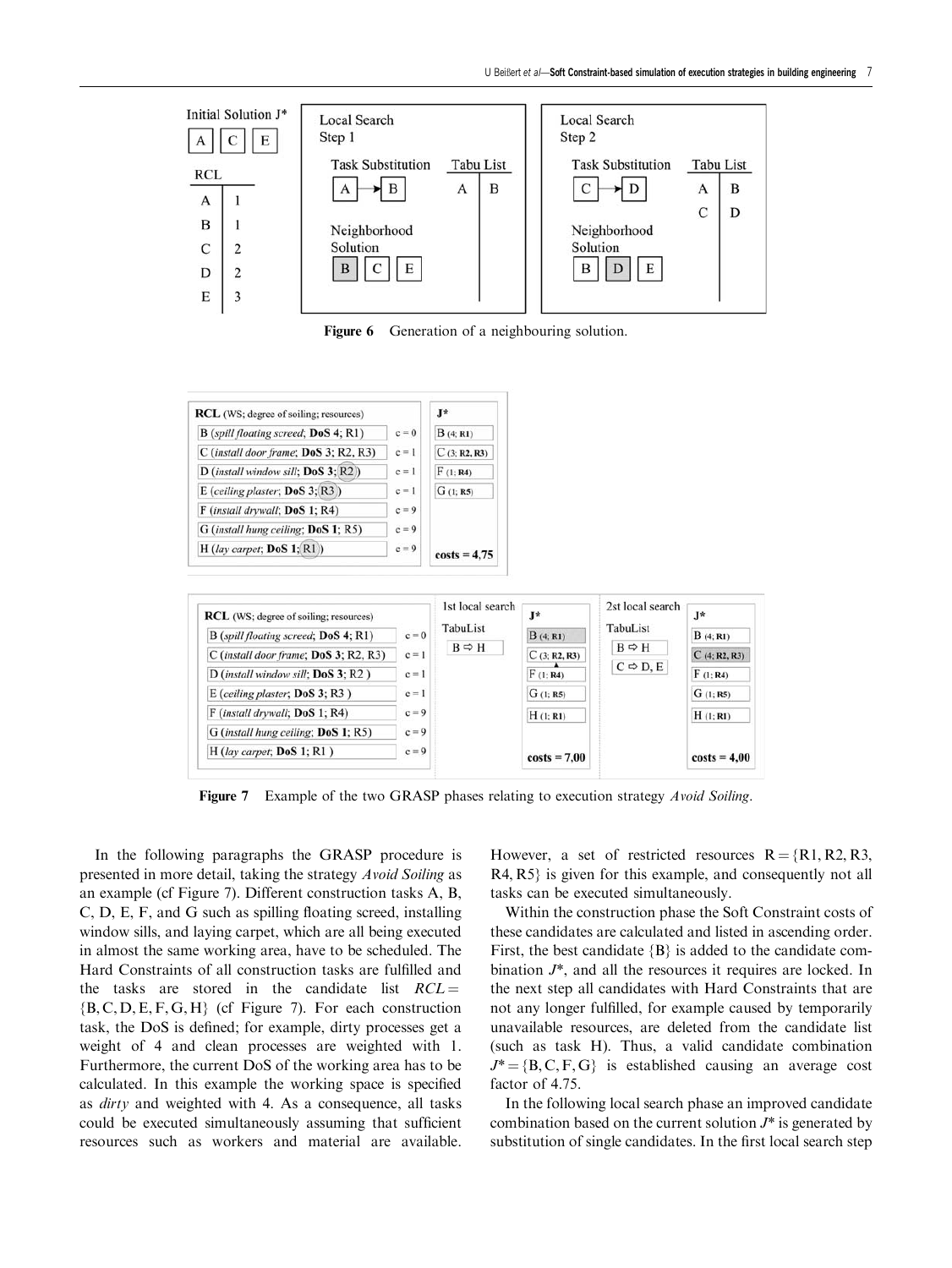Initial Solution J*

A | C | E

RCL

| | |
|---|---|
| A | 1 |
| B | 1 |
| C | 2 |
| D | 2 |
| E | 3 |

Local Search Step 1

Task Substitution: A → B

Tabu List: A | B

Neighborhood Solution: B | C | E

Local Search Step 2

Task Substitution: C → D

Tabu List: A | B; C | D

Neighborhood Solution: B | D | E

**Figure 6** Generation of a neighbouring solution.

**RCL** (WS; degree of soiling; resources)

| | |
|---|---|
| B (*spill floating screed*; **DoS 4**; R1) | c = 0 |
| C (*install door frame*; **DoS 3**; R2, R3) | c = 1 |
| D (*install window sill*; **DoS 3**; R2) | c = 1 |
| E (*ceiling plaster*; **DoS 3**; R3) | c = 1 |
| F (*install drywall*; **DoS 1**; R4) | c = 9 |
| G (*install hung ceiling*; **DoS 1**; R5) | c = 9 |
| H (*lay carpet*; **DoS 1**; R1) | c = 9 |

J*: B (4; R1), C (3; R2, R3), F (1; R4), G (1; R5)

costs = 4,75

**RCL** (WS; degree of soiling; resources)

| | |
|---|---|
| B (*spill floating screed*; **DoS 4**; R1) | c = 0 |
| C (*install door frame*; **DoS 3**; R2, R3) | c = 1 |
| D (*install window sill*; **DoS 3**; R2 ) | c = 1 |
| E (*ceiling plaster*; **DoS 3**; R3 ) | c = 1 |
| F (*install drywall*; **DoS** 1; R4) | c = 9 |
| G (*install hung ceiling*; **DoS 1**; R5) | c = 9 |
| H (*lay carpet*; **DoS** 1; R1 ) | c = 9 |

1st local search — TabuList: B ⇨ H

J*: B (4; R1), C (3; R2, R3), F (1; R4), G (1; R5), H (1; R1)

costs = 7,00

2st local search — TabuList: B ⇨ H, C ⇨ D, E

J*: B (4; R1), C (4; R2, R3), F (1; R4), G (1; R5), H (1; R1)

costs = 4,00

**Figure 7** Example of the two GRASP phases relating to execution strategy *Avoid Soiling*.

In the following paragraphs the GRASP procedure is presented in more detail, taking the strategy *Avoid Soiling* as an example (cf Figure 7). Different construction tasks A, B, C, D, E, F, and G such as spilling floating screed, installing window sills, and laying carpet, which are all being executed in almost the same working area, have to be scheduled. The Hard Constraints of all construction tasks are fulfilled and the tasks are stored in the candidate list $RCL = \{B, C, D, E, F, G, H\}$ (cf Figure 7). For each construction task, the DoS is defined; for example, dirty processes get a weight of 4 and clean processes are weighted with 1. Furthermore, the current DoS of the working area has to be calculated. In this example the working space is specified as *dirty* and weighted with 4. As a consequence, all tasks could be executed simultaneously assuming that sufficient resources such as workers and material are available. However, a set of restricted resources $R = \{R1, R2, R3, R4, R5\}$ is given for this example, and consequently not all tasks can be executed simultaneously.

Within the construction phase the Soft Constraint costs of these candidates are calculated and listed in ascending order. First, the best candidate $\{B\}$ is added to the candidate combination $J^*$, and all the resources it requires are locked. In the next step all candidates with Hard Constraints that are not any longer fulfilled, for example caused by temporarily unavailable resources, are deleted from the candidate list (such as task H). Thus, a valid candidate combination $J^* = \{B, C, F, G\}$ is established causing an average cost factor of 4.75.

In the following local search phase an improved candidate combination based on the current solution $J^*$ is generated by substitution of single candidates. In the first local search step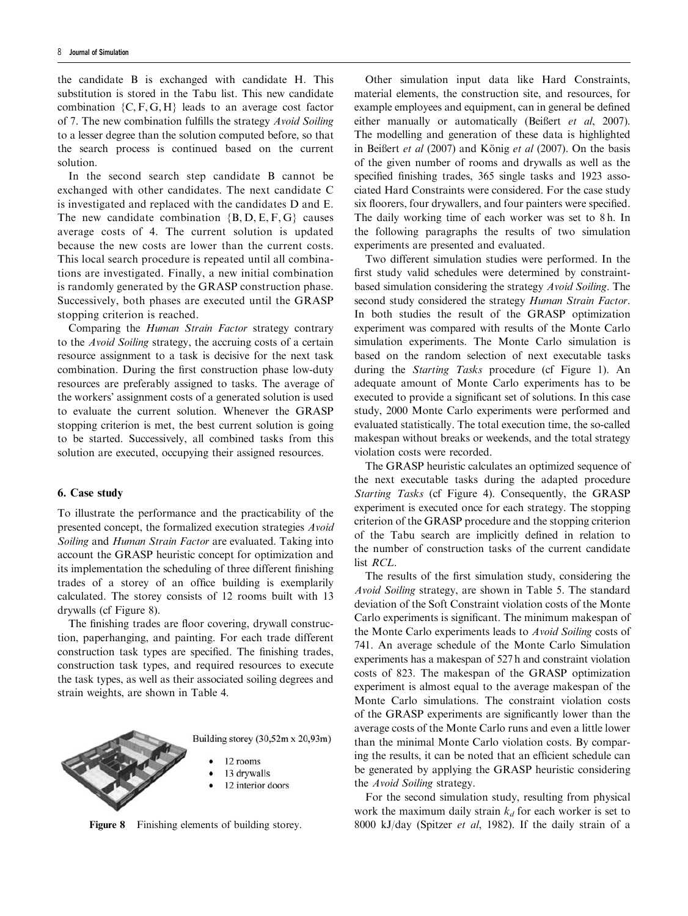the candidate B is exchanged with candidate H. This substitution is stored in the Tabu list. This new candidate combination $\{C, F, G, H\}$ leads to an average cost factor of 7. The new combination fulfills the strategy *Avoid Soiling* to a lesser degree than the solution computed before, so that the search process is continued based on the current solution.

In the second search step candidate B cannot be exchanged with other candidates. The next candidate C is investigated and replaced with the candidates D and E. The new candidate combination $\{B, D, E, F, G\}$ causes average costs of 4. The current solution is updated because the new costs are lower than the current costs. This local search procedure is repeated until all combinations are investigated. Finally, a new initial combination is randomly generated by the GRASP construction phase. Successively, both phases are executed until the GRASP stopping criterion is reached.

Comparing the *Human Strain Factor* strategy contrary to the *Avoid Soiling* strategy, the accruing costs of a certain resource assignment to a task is decisive for the next task combination. During the first construction phase low-duty resources are preferably assigned to tasks. The average of the workers' assignment costs of a generated solution is used to evaluate the current solution. Whenever the GRASP stopping criterion is met, the best current solution is going to be started. Successively, all combined tasks from this solution are executed, occupying their assigned resources.

## 6. Case study

To illustrate the performance and the practicability of the presented concept, the formalized execution strategies *Avoid Soiling* and *Human Strain Factor* are evaluated. Taking into account the GRASP heuristic concept for optimization and its implementation the scheduling of three different finishing trades of a storey of an office building is exemplarily calculated. The storey consists of 12 rooms built with 13 drywalls (cf Figure 8).

The finishing trades are floor covering, drywall construction, paperhanging, and painting. For each trade different construction task types are specified. The finishing trades, construction task types, and required resources to execute the task types, as well as their associated soiling degrees and strain weights, are shown in Table 4.

Building storey (30,52m x 20,93m)

- 12 rooms
- 13 drywalls
- 12 interior doors

**Figure 8** Finishing elements of building storey.

Other simulation input data like Hard Constraints, material elements, the construction site, and resources, for example employees and equipment, can in general be defined either manually or automatically (Beißert *et al*, 2007). The modelling and generation of these data is highlighted in Beißert *et al* (2007) and König *et al* (2007). On the basis of the given number of rooms and drywalls as well as the specified finishing trades, 365 single tasks and 1923 associated Hard Constraints were considered. For the case study six floorers, four drywallers, and four painters were specified. The daily working time of each worker was set to 8 h. In the following paragraphs the results of two simulation experiments are presented and evaluated.

Two different simulation studies were performed. In the first study valid schedules were determined by constraint-based simulation considering the strategy *Avoid Soiling*. The second study considered the strategy *Human Strain Factor*. In both studies the result of the GRASP optimization experiment was compared with results of the Monte Carlo simulation experiments. The Monte Carlo simulation is based on the random selection of next executable tasks during the *Starting Tasks* procedure (cf Figure 1). An adequate amount of Monte Carlo experiments has to be executed to provide a significant set of solutions. In this case study, 2000 Monte Carlo experiments were performed and evaluated statistically. The total execution time, the so-called makespan without breaks or weekends, and the total strategy violation costs were recorded.

The GRASP heuristic calculates an optimized sequence of the next executable tasks during the adapted procedure *Starting Tasks* (cf Figure 4). Consequently, the GRASP experiment is executed once for each strategy. The stopping criterion of the GRASP procedure and the stopping criterion of the Tabu search are implicitly defined in relation to the number of construction tasks of the current candidate list *RCL*.

The results of the first simulation study, considering the *Avoid Soiling* strategy, are shown in Table 5. The standard deviation of the Soft Constraint violation costs of the Monte Carlo experiments is significant. The minimum makespan of the Monte Carlo experiments leads to *Avoid Soiling* costs of 741. An average schedule of the Monte Carlo Simulation experiments has a makespan of 527 h and constraint violation costs of 823. The makespan of the GRASP optimization experiment is almost equal to the average makespan of the Monte Carlo simulations. The constraint violation costs of the GRASP experiments are significantly lower than the average costs of the Monte Carlo runs and even a little lower than the minimal Monte Carlo violation costs. By comparing the results, it can be noted that an efficient schedule can be generated by applying the GRASP heuristic considering the *Avoid Soiling* strategy.

For the second simulation study, resulting from physical work the maximum daily strain $k_d$ for each worker is set to 8000 kJ/day (Spitzer *et al*, 1982). If the daily strain of a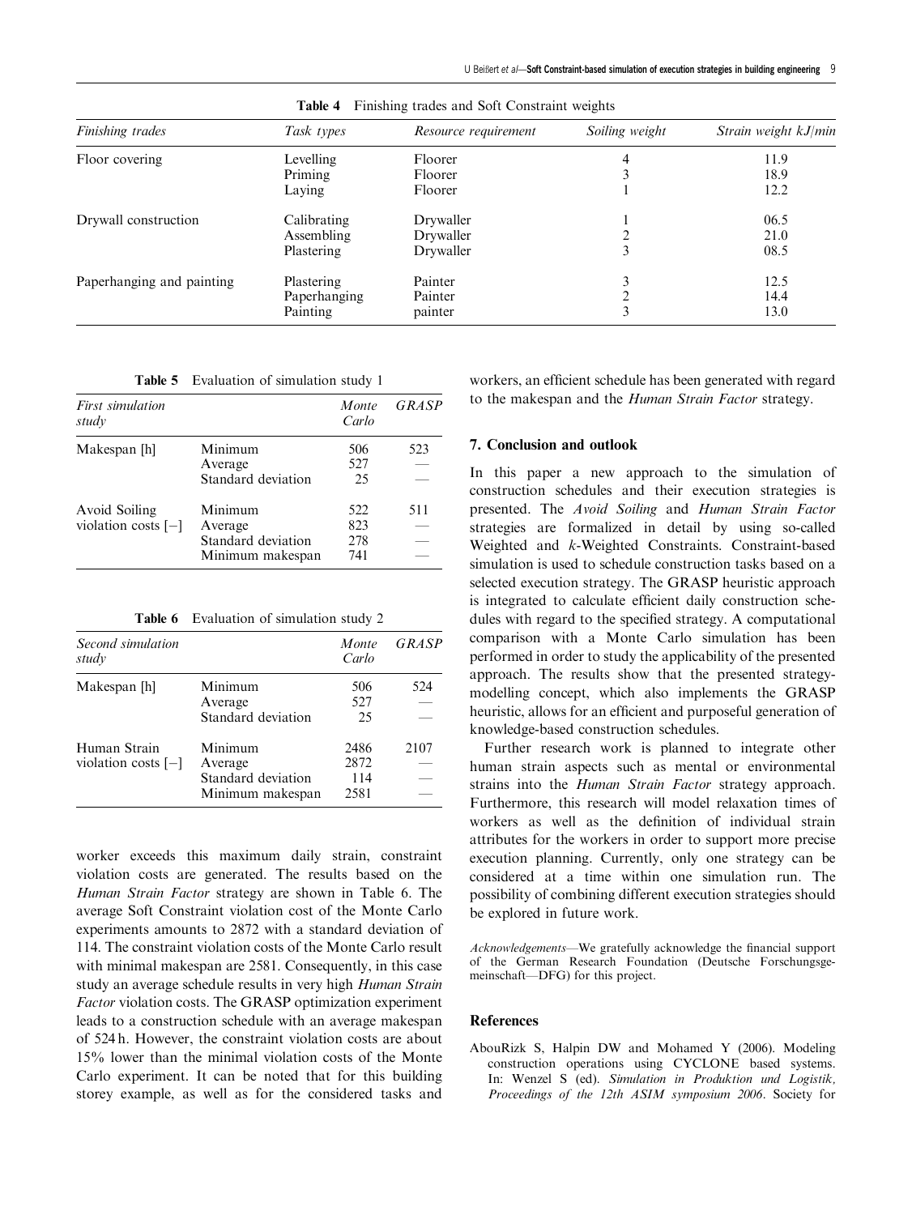**Table 4** Finishing trades and Soft Constraint weights

| *Finishing trades* | *Task types* | *Resource requirement* | *Soiling weight* | *Strain weight kJ/min* |
|---|---|---|---|---|
| Floor covering | Levelling | Floorer | 4 | 11.9 |
| | Priming | Floorer | 3 | 18.9 |
| | Laying | Floorer | 1 | 12.2 |
| Drywall construction | Calibrating | Drywaller | 1 | 06.5 |
| | Assembling | Drywaller | 2 | 21.0 |
| | Plastering | Drywaller | 3 | 08.5 |
| Paperhanging and painting | Plastering | Painter | 3 | 12.5 |
| | Paperhanging | Painter | 2 | 14.4 |
| | Painting | painter | 3 | 13.0 |

**Table 5** Evaluation of simulation study 1

| *First simulation study* | | *Monte Carlo* | *GRASP* |
|---|---|---|---|
| Makespan [h] | Minimum | 506 | 523 |
| | Average | 527 | — |
| | Standard deviation | 25 | — |
| Avoid Soiling violation costs [–] | Minimum | 522 | 511 |
| | Average | 823 | — |
| | Standard deviation | 278 | — |
| | Minimum makespan | 741 | — |

**Table 6** Evaluation of simulation study 2

| *Second simulation study* | | *Monte Carlo* | *GRASP* |
|---|---|---|---|
| Makespan [h] | Minimum | 506 | 524 |
| | Average | 527 | — |
| | Standard deviation | 25 | — |
| Human Strain violation costs [–] | Minimum | 2486 | 2107 |
| | Average | 2872 | — |
| | Standard deviation | 114 | — |
| | Minimum makespan | 2581 | — |

worker exceeds this maximum daily strain, constraint violation costs are generated. The results based on the *Human Strain Factor* strategy are shown in Table 6. The average Soft Constraint violation cost of the Monte Carlo experiments amounts to 2872 with a standard deviation of 114. The constraint violation costs of the Monte Carlo result with minimal makespan are 2581. Consequently, in this case study an average schedule results in very high *Human Strain Factor* violation costs. The GRASP optimization experiment leads to a construction schedule with an average makespan of 524 h. However, the constraint violation costs are about 15% lower than the minimal violation costs of the Monte Carlo experiment. It can be noted that for this building storey example, as well as for the considered tasks and workers, an efficient schedule has been generated with regard to the makespan and the *Human Strain Factor* strategy.

## 7. Conclusion and outlook

In this paper a new approach to the simulation of construction schedules and their execution strategies is presented. The *Avoid Soiling* and *Human Strain Factor* strategies are formalized in detail by using so-called Weighted and *k*-Weighted Constraints. Constraint-based simulation is used to schedule construction tasks based on a selected execution strategy. The GRASP heuristic approach is integrated to calculate efficient daily construction schedules with regard to the specified strategy. A computational comparison with a Monte Carlo simulation has been performed in order to study the applicability of the presented approach. The results show that the presented strategy-modelling concept, which also implements the GRASP heuristic, allows for an efficient and purposeful generation of knowledge-based construction schedules.

Further research work is planned to integrate other human strain aspects such as mental or environmental strains into the *Human Strain Factor* strategy approach. Furthermore, this research will model relaxation times of workers as well as the definition of individual strain attributes for the workers in order to support more precise execution planning. Currently, only one strategy can be considered at a time within one simulation run. The possibility of combining different execution strategies should be explored in future work.

*Acknowledgements*—We gratefully acknowledge the financial support of the German Research Foundation (Deutsche Forschungsgemeinschaft—DFG) for this project.

## References

AbouRizk S, Halpin DW and Mohamed Y (2006). Modeling construction operations using CYCLONE based systems. In: Wenzel S (ed). *Simulation in Produktion und Logistik, Proceedings of the 12th ASIM symposium 2006*. Society for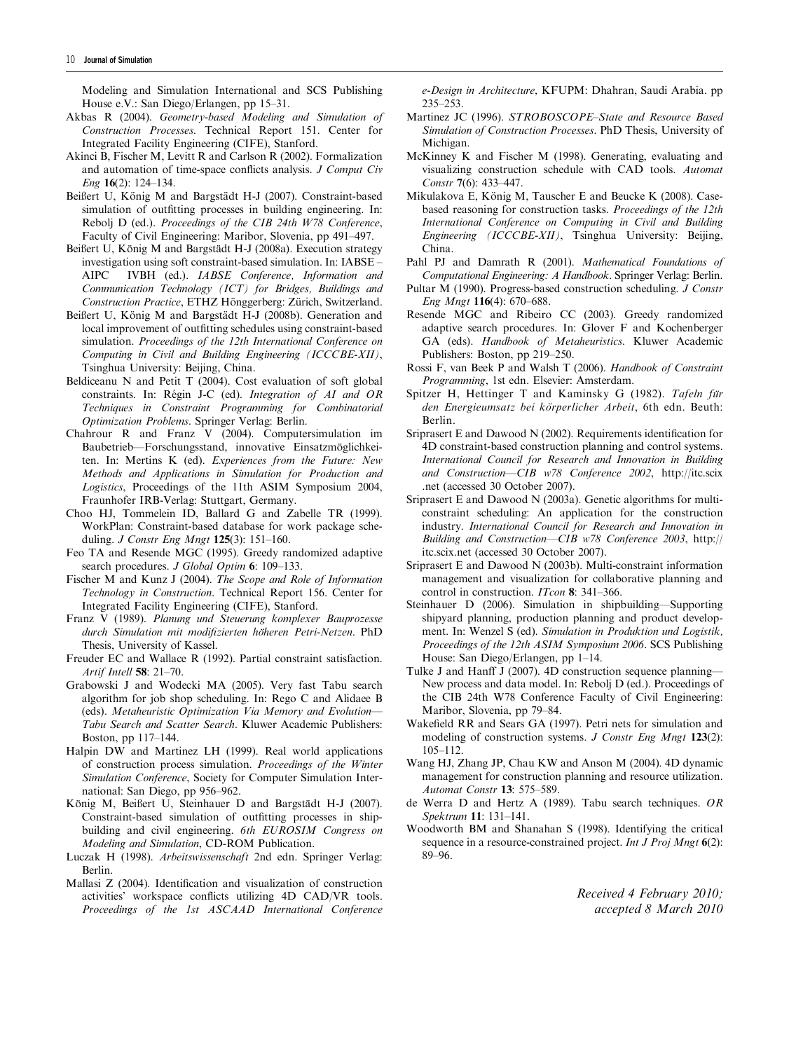Modeling and Simulation International and SCS Publishing House e.V.: San Diego/Erlangen, pp 15–31.

Akbas R (2004). *Geometry-based Modeling and Simulation of Construction Processes*. Technical Report 151. Center for Integrated Facility Engineering (CIFE), Stanford.

Akinci B, Fischer M, Levitt R and Carlson R (2002). Formalization and automation of time-space conflicts analysis. *J Comput Civ Eng* **16**(2): 124–134.

Beißert U, König M and Bargstädt H-J (2007). Constraint-based simulation of outfitting processes in building engineering. In: Rebolj D (ed.). *Proceedings of the CIB 24th W78 Conference*, Faculty of Civil Engineering: Maribor, Slovenia, pp 491–497.

Beißert U, König M and Bargstädt H-J (2008a). Execution strategy investigation using soft constraint-based simulation. In: IABSE – AIPC IVBH (ed.). *IABSE Conference, Information and Communication Technology (ICT) for Bridges, Buildings and Construction Practice*, ETHZ Hönggerberg: Zürich, Switzerland.

Beißert U, König M and Bargstädt H-J (2008b). Generation and local improvement of outfitting schedules using constraint-based simulation. *Proceedings of the 12th International Conference on Computing in Civil and Building Engineering (ICCCBE-XII)*, Tsinghua University: Beijing, China.

Beldiceanu N and Petit T (2004). Cost evaluation of soft global constraints. In: Régin J-C (ed). *Integration of AI and OR Techniques in Constraint Programming for Combinatorial Optimization Problems*. Springer Verlag: Berlin.

Chahrour R and Franz V (2004). Computersimulation im Baubetrieb—Forschungsstand, innovative Einsatzmöglichkeiten. In: Mertins K (ed). *Experiences from the Future: New Methods and Applications in Simulation for Production and Logistics*, Proceedings of the 11th ASIM Symposium 2004, Fraunhofer IRB-Verlag: Stuttgart, Germany.

Choo HJ, Tommelein ID, Ballard G and Zabelle TR (1999). WorkPlan: Constraint-based database for work package scheduling. *J Constr Eng Mngt* **125**(3): 151–160.

Feo TA and Resende MGC (1995). Greedy randomized adaptive search procedures. *J Global Optim* **6**: 109–133.

Fischer M and Kunz J (2004). *The Scope and Role of Information Technology in Construction*. Technical Report 156. Center for Integrated Facility Engineering (CIFE), Stanford.

Franz V (1989). *Planung und Steuerung komplexer Bauprozesse durch Simulation mit modifizierten höheren Petri-Netzen*. PhD Thesis, University of Kassel.

Freuder EC and Wallace R (1992). Partial constraint satisfaction. *Artif Intell* **58**: 21–70.

Grabowski J and Wodecki MA (2005). Very fast Tabu search algorithm for job shop scheduling. In: Rego C and Alidaee B (eds). *Metaheuristic Optimization Via Memory and Evolution—Tabu Search and Scatter Search*. Kluwer Academic Publishers: Boston, pp 117–144.

Halpin DW and Martinez LH (1999). Real world applications of construction process simulation. *Proceedings of the Winter Simulation Conference*, Society for Computer Simulation International: San Diego, pp 956–962.

König M, Beißert U, Steinhauer D and Bargstädt H-J (2007). Constraint-based simulation of outfitting processes in shipbuilding and civil engineering. *6th EUROSIM Congress on Modeling and Simulation*, CD-ROM Publication.

Luczak H (1998). *Arbeitswissenschaft* 2nd edn. Springer Verlag: Berlin.

Mallasi Z (2004). Identification and visualization of construction activities' workspace conflicts utilizing 4D CAD/VR tools. *Proceedings of the 1st ASCAAD International Conference e-Design in Architecture*, KFUPM: Dhahran, Saudi Arabia. pp 235–253.

Martinez JC (1996). *STROBOSCOPE–State and Resource Based Simulation of Construction Processes*. PhD Thesis, University of Michigan.

McKinney K and Fischer M (1998). Generating, evaluating and visualizing construction schedule with CAD tools. *Automat Constr* **7**(6): 433–447.

Mikulakova E, König M, Tauscher E and Beucke K (2008). Case-based reasoning for construction tasks. *Proceedings of the 12th International Conference on Computing in Civil and Building Engineering (ICCCBE-XII)*, Tsinghua University: Beijing, China.

Pahl PJ and Damrath R (2001). *Mathematical Foundations of Computational Engineering: A Handbook*. Springer Verlag: Berlin.

Pultar M (1990). Progress-based construction scheduling. *J Constr Eng Mngt* **116**(4): 670–688.

Resende MGC and Ribeiro CC (2003). Greedy randomized adaptive search procedures. In: Glover F and Kochenberger GA (eds). *Handbook of Metaheuristics*. Kluwer Academic Publishers: Boston, pp 219–250.

Rossi F, van Beek P and Walsh T (2006). *Handbook of Constraint Programming*, 1st edn. Elsevier: Amsterdam.

Spitzer H, Hettinger T and Kaminsky G (1982). *Tafeln für den Energieumsatz bei körperlicher Arbeit*, 6th edn. Beuth: Berlin.

Sriprasert E and Dawood N (2002). Requirements identification for 4D constraint-based construction planning and control systems. *International Council for Research and Innovation in Building and Construction—CIB w78 Conference 2002*, http://itc.scix.net (accessed 30 October 2007).

Sriprasert E and Dawood N (2003a). Genetic algorithms for multi-constraint scheduling: An application for the construction industry. *International Council for Research and Innovation in Building and Construction—CIB w78 Conference 2003*, http://itc.scix.net (accessed 30 October 2007).

Sriprasert E and Dawood N (2003b). Multi-constraint information management and visualization for collaborative planning and control in construction. *ITcon* **8**: 341–366.

Steinhauer D (2006). Simulation in shipbuilding—Supporting shipyard planning, production planning and product development. In: Wenzel S (ed). *Simulation in Produktion und Logistik, Proceedings of the 12th ASIM Symposium 2006*. SCS Publishing House: San Diego/Erlangen, pp 1–14.

Tulke J and Hanff J (2007). 4D construction sequence planning—New process and data model. In: Rebolj D (ed.). Proceedings of the CIB 24th W78 Conference Faculty of Civil Engineering: Maribor, Slovenia, pp 79–84.

Wakefield RR and Sears GA (1997). Petri nets for simulation and modeling of construction systems. *J Constr Eng Mngt* **123**(2): 105–112.

Wang HJ, Zhang JP, Chau KW and Anson M (2004). 4D dynamic management for construction planning and resource utilization. *Automat Constr* **13**: 575–589.

de Werra D and Hertz A (1989). Tabu search techniques. *OR Spektrum* **11**: 131–141.

Woodworth BM and Shanahan S (1998). Identifying the critical sequence in a resource-constrained project. *Int J Proj Mngt* **6**(2): 89–96.

*Received 4 February 2010; accepted 8 March 2010*